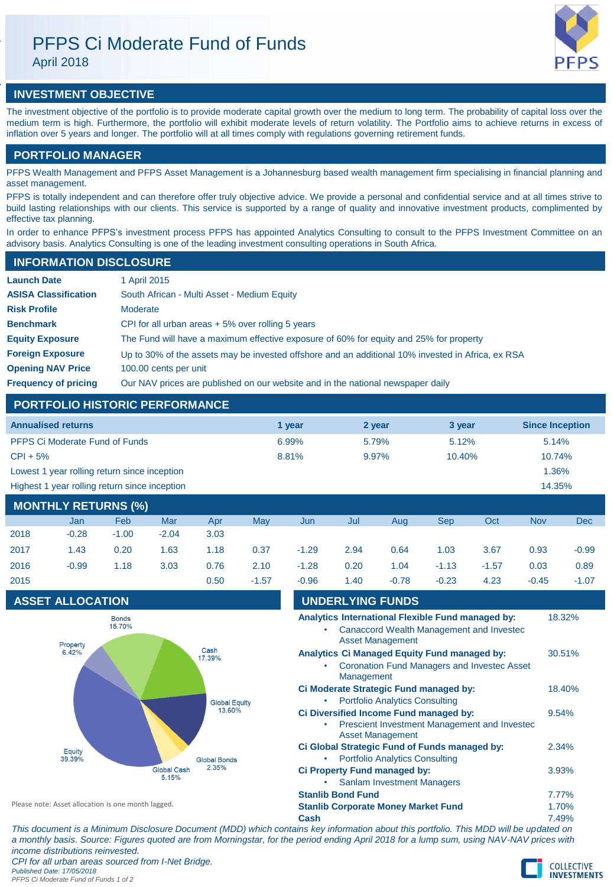# PFPS Ci Moderate Fund of Funds

April 2018

## INVESTMENT OBJECTIVE

The investment objective of the portfolio is to provide moderate capital growth over the medium to long term. The probability of capital loss over the medium term is high. Furthermore, the portfolio will exhibit moderate levels of return volatility. The Portfolio aims to achieve returns in excess of inflation over 5 years and longer. The portfolio will at all times comply with regulations governing retirement funds.

## PORTFOLIO MANAGER

PFPS Wealth Management and PFPS Asset Management is a Johannesburg based wealth management firm specialising in financial planning and asset management.

PFPS is totally independent and can therefore offer truly objective advice. We provide a personal and confidential service and at all times strive to build lasting relationships with our clients. This service is supported by a range of quality and innovative investment products, complimented by effective tax planning.

In order to enhance PFPS's investment process PFPS has appointed Analytics Consulting to consult to the PFPS Investment Committee on an advisory basis. Analytics Consulting is one of the leading investment consulting operations in South Africa.

## INFORMATION DISCLOSURE

| | |
|---|---|
| **Launch Date** | 1 April 2015 |
| **ASISA Classification** | South African - Multi Asset - Medium Equity |
| **Risk Profile** | Moderate |
| **Benchmark** | CPI for all urban areas + 5% over rolling 5 years |
| **Equity Exposure** | The Fund will have a maximum effective exposure of 60% for equity and 25% for property |
| **Foreign Exposure** | Up to 30% of the assets may be invested offshore and an additional 10% invested in Africa, ex RSA |
| **Opening NAV Price** | 100.00 cents per unit |
| **Frequency of pricing** | Our NAV prices are published on our website and in the national newspaper daily |

## PORTFOLIO HISTORIC PERFORMANCE

| Annualised returns | 1 year | 2 year | 3 year | Since Inception |
|---|---|---|---|---|
| PFPS Ci Moderate Fund of Funds | 6.99% | 5.79% | 5.12% | 5.14% |
| CPI + 5% | 8.81% | 9.97% | 10.40% | 10.74% |
| Lowest 1 year rolling return since inception | | | | 1.36% |
| Highest 1 year rolling return since inception | | | | 14.35% |

## MONTHLY RETURNS (%)

| | Jan | Feb | Mar | Apr | May | Jun | Jul | Aug | Sep | Oct | Nov | Dec |
|---|---|---|---|---|---|---|---|---|---|---|---|---|
| 2018 | -0.28 | -1.00 | -2.04 | 3.03 | | | | | | | | |
| 2017 | 1.43 | 0.20 | 1.63 | 1.18 | 0.37 | -1.29 | 2.94 | 0.64 | 1.03 | 3.67 | 0.93 | -0.99 |
| 2016 | -0.99 | 1.18 | 3.03 | 0.76 | 2.10 | -1.28 | 0.20 | 1.04 | -1.13 | -1.57 | 0.03 | 0.89 |
| 2015 | | | | 0.50 | -1.57 | -0.96 | 1.40 | -0.78 | -0.23 | 4.23 | -0.45 | -1.07 |

## ASSET ALLOCATION

Bonds 15.70%
Property 6.42%
Cash 17.39%
Global Equity 13.60%
Equity 39.39%
Global Bonds 2.35%
Global Cash 5.15%

Please note: Asset allocation is one month lagged.

## UNDERLYING FUNDS

| | |
|---|---|
| **Analytics International Flexible Fund managed by:** | 18.32% |
| • Canaccord Wealth Management and Investec Asset Management | |
| **Analytics Ci Managed Equity Fund managed by:** | 30.51% |
| • Coronation Fund Managers and Investec Asset Management | |
| **Ci Moderate Strategic Fund managed by:** | 18.40% |
| • Portfolio Analytics Consulting | |
| **Ci Diversified Income Fund managed by:** | 9.54% |
| • Prescient Investment Management and Investec Asset Management | |
| **Ci Global Strategic Fund of Funds managed by:** | 2.34% |
| • Portfolio Analytics Consulting | |
| **Ci Property Fund managed by:** | 3.93% |
| • Sanlam Investment Managers | |
| **Stanlib Bond Fund** | 7.77% |
| **Stanlib Corporate Money Market Fund** | 1.70% |
| **Cash** | 7.49% |

*This document is a Minimum Disclosure Document (MDD) which contains key information about this portfolio. This MDD will be updated on a monthly basis. Source: Figures quoted are from Morningstar, for the period ending April 2018 for a lump sum, using NAV-NAV prices with income distributions reinvested.*

*CPI for all urban areas sourced from I-Net Bridge.*

*Published Date: 17/05/2018*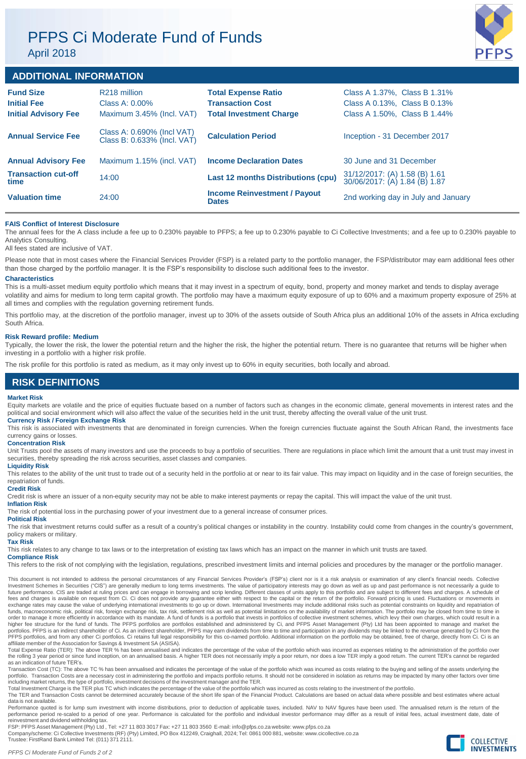# PFPS Ci Moderate Fund of Funds

April 2018

## ADDITIONAL INFORMATION

| | | | |
|---|---|---|---|
| **Fund Size** | R218 million | **Total Expense Ratio** | Class A 1.37%, Class B 1.31% |
| **Initial Fee** | Class A: 0.00% | **Transaction Cost** | Class A 0.13%, Class B 0.13% |
| **Initial Advisory Fee** | Maximum 3.45% (Incl. VAT) | **Total Investment Charge** | Class A 1.50%, Class B 1.44% |
| **Annual Service Fee** | Class A: 0.690% (Incl VAT) Class B: 0.633% (Incl. VAT) | **Calculation Period** | Inception - 31 December 2017 |
| **Annual Advisory Fee** | Maximum 1.15% (incl. VAT) | **Income Declaration Dates** | 30 June and 31 December |
| **Transaction cut-off time** | 14:00 | **Last 12 months Distributions (cpu)** | 31/12/2017: (A) 1.58 (B) 1.61 30/06/2017: (A) 1.84 (B) 1.87 |
| **Valuation time** | 24:00 | **Income Reinvestment / Payout Dates** | 2nd working day in July and January |

**FAIS Conflict of Interest Disclosure**

The annual fees for the A class include a fee up to 0.230% payable to PFPS; a fee up to 0.230% payable to Ci Collective Investments; and a fee up to 0.230% payable to Analytics Consulting.

All fees stated are inclusive of VAT.

Please note that in most cases where the Financial Services Provider (FSP) is a related party to the portfolio manager, the FSP/distributor may earn additional fees other than those charged by the portfolio manager. It is the FSP's responsibility to disclose such additional fees to the investor.

**Characteristics**

This is a multi-asset medium equity portfolio which means that it may invest in a spectrum of equity, bond, property and money market and tends to display average volatility and aims for medium to long term capital growth. The portfolio may have a maximum equity exposure of up to 60% and a maximum property exposure of 25% at all times and complies with the regulation governing retirement funds.

This portfolio may, at the discretion of the portfolio manager, invest up to 30% of the assets outside of South Africa plus an additional 10% of the assets in Africa excluding South Africa.

**Risk Reward profile: Medium**

Typically, the lower the risk, the lower the potential return and the higher the risk, the higher the potential return. There is no guarantee that returns will be higher when investing in a portfolio with a higher risk profile.

The risk profile for this portfolio is rated as medium, as it may only invest up to 60% in equity securities, both locally and abroad.

## RISK DEFINITIONS

**Market Risk**

Equity markets are volatile and the price of equities fluctuate based on a number of factors such as changes in the economic climate, general movements in interest rates and the political and social environment which will also affect the value of the securities held in the unit trust, thereby affecting the overall value of the unit trust.

**Currency Risk / Foreign Exchange Risk**

This risk is associated with investments that are denominated in foreign currencies. When the foreign currencies fluctuate against the South African Rand, the investments face currency gains or losses.

**Concentration Risk**

Unit Trusts pool the assets of many investors and use the proceeds to buy a portfolio of securities. There are regulations in place which limit the amount that a unit trust may invest in securities, thereby spreading the risk across securities, asset classes and companies.

**Liquidity Risk**

This relates to the ability of the unit trust to trade out of a security held in the portfolio at or near to its fair value. This may impact on liquidity and in the case of foreign securities, the repatriation of funds.

**Credit Risk**

Credit risk is where an issuer of a non-equity security may not be able to make interest payments or repay the capital. This will impact the value of the unit trust.

**Inflation Risk**

The risk of potential loss in the purchasing power of your investment due to a general increase of consumer prices.

**Political Risk**

The risk that investment returns could suffer as a result of a country's political changes or instability in the country. Instability could come from changes in the country's government, policy makers or military.

**Tax Risk**

This risk relates to any change to tax laws or to the interpretation of existing tax laws which has an impact on the manner in which unit trusts are taxed.

**Compliance Risk**

This refers to the risk of not complying with the legislation, regulations, prescribed investment limits and internal policies and procedures by the manager or the portfolio manager.

This document is not intended to address the personal circumstances of any Financial Services Provider's (FSP's) client nor is it a risk analysis or examination of any client's financial needs. Collective Investment Schemes in Securities ("CIS") are generally medium to long terms investments. The value of participatory interests may go down as well as up and past performance is not necessarily a guide to future performance. CIS are traded at ruling prices and can engage in borrowing and scrip lending. Different classes of units apply to this portfolio and are subject to different fees and charges. A schedule of fees and charges is available on request from Ci. Ci does not provide any guarantee either with respect to the capital or the return of the portfolio. Forward pricing is used. Fluctuations or movements in exchange rates may cause the value of underlying international investments to go up or down. International Investments may include additional risks such as potential constraints on liquidity and repatriation of funds, macroeconomic risk, political risk, foreign exchange risk, tax risk, settlement risk as well as potential limitations on the availability of market information. The portfolio may be closed from time to time in order to manage it more efficiently in accordance with its mandate. A fund of funds is a portfolio that invests in portfolios of collective investment schemes, which levy their own charges, which could result in a higher fee structure for the fund of funds. The PFPS portfolios are portfolios established and administered by Ci, and PFPS Asset Management (Pty) Ltd has been appointed to manage and market the portfolios. PFPS is an indirect shareholder of Ci. As an indirect shareholder, PFPS may earn dividends from time to time and participation in any dividends may be linked to the revenue generated by Ci from the PFPS portfolios, and from any other Ci portfolios. Ci retains full legal responsibility for this co-named portfolio. Additional information on the portfolio may be obtained, free of charge, directly from Ci. Ci is an affiliate member of the Association for Savings & Investment SA (ASISA).

Total Expense Ratio (TER): The above TER % has been annualised and indicates the percentage of the value of the portfolio which was incurred as expenses relating to the administration of the portfolio over the rolling 3 year period or since fund inception, on an annualised basis. A higher TER does not necessarily imply a poor return, nor does a low TER imply a good return. The current TER's cannot be regarded as an indication of future TER's.

Transaction Cost (TC): The above TC % has been annualised and indicates the percentage of the value of the portfolio which was incurred as costs relating to the buying and selling of the assets underlying the portfolio. Transaction Costs are a necessary cost in administering the portfolio and impacts portfolio returns. It should not be considered in isolation as returns may be impacted by many other factors over time including market returns, the type of portfolio, investment decisions of the investment manager and the TER.

Total Investment Charge is the TER plus TC which indicates the percentage of the value of the portfolio which was incurred as costs relating to the investment of the portfolio.

The TER and Transaction Costs cannot be determined accurately because of the short life span of the Financial Product. Calculations are based on actual data where possible and best estimates where actual data is not available.

Performance quoted is for lump sum investment with income distributions, prior to deduction of applicable taxes, included. NAV to NAV figures have been used. The annualised return is the return of the performance period re-scaled to a period of one year. Performance is calculated for the portfolio and individual investor performance may differ as a result of initial fees, actual investment date, date of reinvestment and dividend withholding tax.

FSP: PFPS Asset Management (Pty) Ltd , Tel: +27 11 803 3017 Fax: +27 11 803 3560 E-mail: info@pfps.co.za website: www.pfps.co.za

Company/scheme: Ci Collective Investments (RF) (Pty) Limited, PO Box 412249, Craighall, 2024; Tel: 0861 000 881, website: www.cicollective.co.za

Trustee: FirstRand Bank Limited Tel: (011) 371 2111.